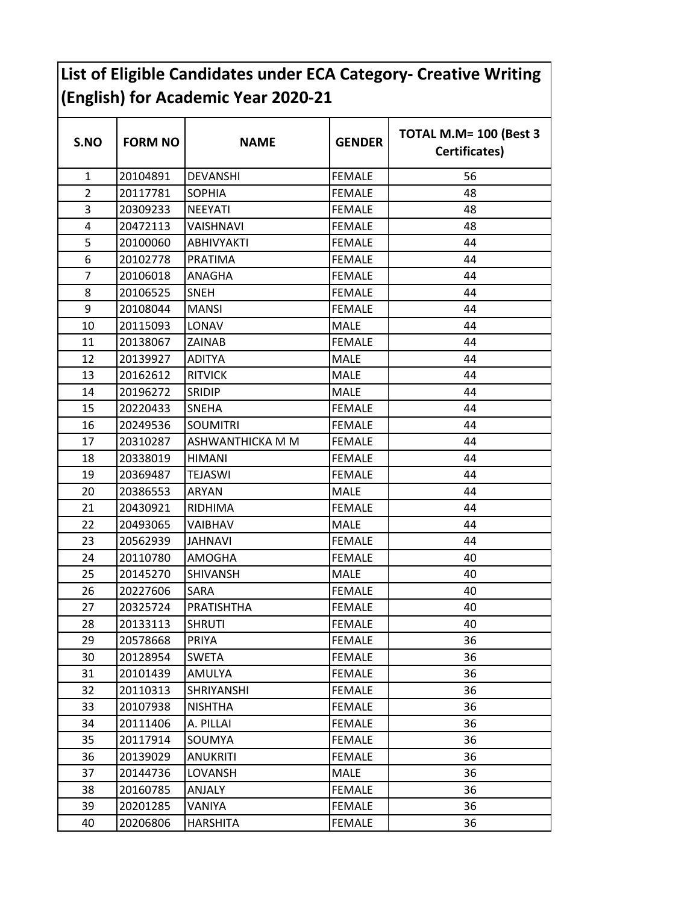# List of Eligible Candidates under ECA Category- Creative Writing (English) for Academic Year 2020-21

| S.NO | FORM NO | NAME | GENDER | TOTAL M.M= 100 (Best 3 Certificates) |
|---|---|---|---|---|
| 1 | 20104891 | DEVANSHI | FEMALE | 56 |
| 2 | 20117781 | SOPHIA | FEMALE | 48 |
| 3 | 20309233 | NEEYATI | FEMALE | 48 |
| 4 | 20472113 | VAISHNAVI | FEMALE | 48 |
| 5 | 20100060 | ABHIVYAKTI | FEMALE | 44 |
| 6 | 20102778 | PRATIMA | FEMALE | 44 |
| 7 | 20106018 | ANAGHA | FEMALE | 44 |
| 8 | 20106525 | SNEH | FEMALE | 44 |
| 9 | 20108044 | MANSI | FEMALE | 44 |
| 10 | 20115093 | LONAV | MALE | 44 |
| 11 | 20138067 | ZAINAB | FEMALE | 44 |
| 12 | 20139927 | ADITYA | MALE | 44 |
| 13 | 20162612 | RITVICK | MALE | 44 |
| 14 | 20196272 | SRIDIP | MALE | 44 |
| 15 | 20220433 | SNEHA | FEMALE | 44 |
| 16 | 20249536 | SOUMITRI | FEMALE | 44 |
| 17 | 20310287 | ASHWANTHICKA M M | FEMALE | 44 |
| 18 | 20338019 | HIMANI | FEMALE | 44 |
| 19 | 20369487 | TEJASWI | FEMALE | 44 |
| 20 | 20386553 | ARYAN | MALE | 44 |
| 21 | 20430921 | RIDHIMA | FEMALE | 44 |
| 22 | 20493065 | VAIBHAV | MALE | 44 |
| 23 | 20562939 | JAHNAVI | FEMALE | 44 |
| 24 | 20110780 | AMOGHA | FEMALE | 40 |
| 25 | 20145270 | SHIVANSH | MALE | 40 |
| 26 | 20227606 | SARA | FEMALE | 40 |
| 27 | 20325724 | PRATISHTHA | FEMALE | 40 |
| 28 | 20133113 | SHRUTI | FEMALE | 40 |
| 29 | 20578668 | PRIYA | FEMALE | 36 |
| 30 | 20128954 | SWETA | FEMALE | 36 |
| 31 | 20101439 | AMULYA | FEMALE | 36 |
| 32 | 20110313 | SHRIYANSHI | FEMALE | 36 |
| 33 | 20107938 | NISHTHA | FEMALE | 36 |
| 34 | 20111406 | A. PILLAI | FEMALE | 36 |
| 35 | 20117914 | SOUMYA | FEMALE | 36 |
| 36 | 20139029 | ANUKRITI | FEMALE | 36 |
| 37 | 20144736 | LOVANSH | MALE | 36 |
| 38 | 20160785 | ANJALY | FEMALE | 36 |
| 39 | 20201285 | VANIYA | FEMALE | 36 |
| 40 | 20206806 | HARSHITA | FEMALE | 36 |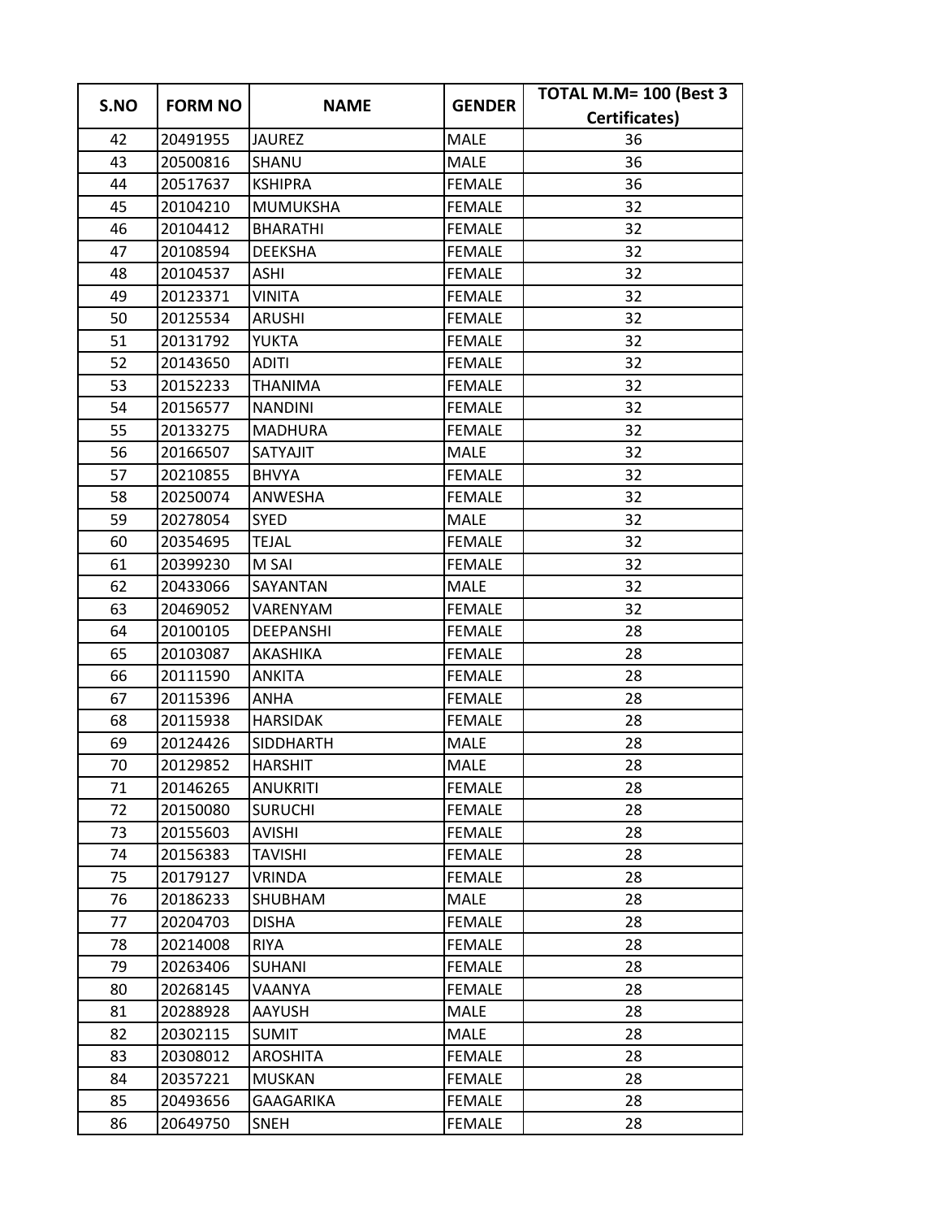| S.NO | FORM NO | NAME | GENDER | TOTAL M.M= 100 (Best 3 Certificates) |
|---|---|---|---|---|
| 42 | 20491955 | JAUREZ | MALE | 36 |
| 43 | 20500816 | SHANU | MALE | 36 |
| 44 | 20517637 | KSHIPRA | FEMALE | 36 |
| 45 | 20104210 | MUMUKSHA | FEMALE | 32 |
| 46 | 20104412 | BHARATHI | FEMALE | 32 |
| 47 | 20108594 | DEEKSHA | FEMALE | 32 |
| 48 | 20104537 | ASHI | FEMALE | 32 |
| 49 | 20123371 | VINITA | FEMALE | 32 |
| 50 | 20125534 | ARUSHI | FEMALE | 32 |
| 51 | 20131792 | YUKTA | FEMALE | 32 |
| 52 | 20143650 | ADITI | FEMALE | 32 |
| 53 | 20152233 | THANIMA | FEMALE | 32 |
| 54 | 20156577 | NANDINI | FEMALE | 32 |
| 55 | 20133275 | MADHURA | FEMALE | 32 |
| 56 | 20166507 | SATYAJIT | MALE | 32 |
| 57 | 20210855 | BHVYA | FEMALE | 32 |
| 58 | 20250074 | ANWESHA | FEMALE | 32 |
| 59 | 20278054 | SYED | MALE | 32 |
| 60 | 20354695 | TEJAL | FEMALE | 32 |
| 61 | 20399230 | M SAI | FEMALE | 32 |
| 62 | 20433066 | SAYANTAN | MALE | 32 |
| 63 | 20469052 | VARENYAM | FEMALE | 32 |
| 64 | 20100105 | DEEPANSHI | FEMALE | 28 |
| 65 | 20103087 | AKASHIKA | FEMALE | 28 |
| 66 | 20111590 | ANKITA | FEMALE | 28 |
| 67 | 20115396 | ANHA | FEMALE | 28 |
| 68 | 20115938 | HARSIDAK | FEMALE | 28 |
| 69 | 20124426 | SIDDHARTH | MALE | 28 |
| 70 | 20129852 | HARSHIT | MALE | 28 |
| 71 | 20146265 | ANUKRITI | FEMALE | 28 |
| 72 | 20150080 | SURUCHI | FEMALE | 28 |
| 73 | 20155603 | AVISHI | FEMALE | 28 |
| 74 | 20156383 | TAVISHI | FEMALE | 28 |
| 75 | 20179127 | VRINDA | FEMALE | 28 |
| 76 | 20186233 | SHUBHAM | MALE | 28 |
| 77 | 20204703 | DISHA | FEMALE | 28 |
| 78 | 20214008 | RIYA | FEMALE | 28 |
| 79 | 20263406 | SUHANI | FEMALE | 28 |
| 80 | 20268145 | VAANYA | FEMALE | 28 |
| 81 | 20288928 | AAYUSH | MALE | 28 |
| 82 | 20302115 | SUMIT | MALE | 28 |
| 83 | 20308012 | AROSHITA | FEMALE | 28 |
| 84 | 20357221 | MUSKAN | FEMALE | 28 |
| 85 | 20493656 | GAAGARIKA | FEMALE | 28 |
| 86 | 20649750 | SNEH | FEMALE | 28 |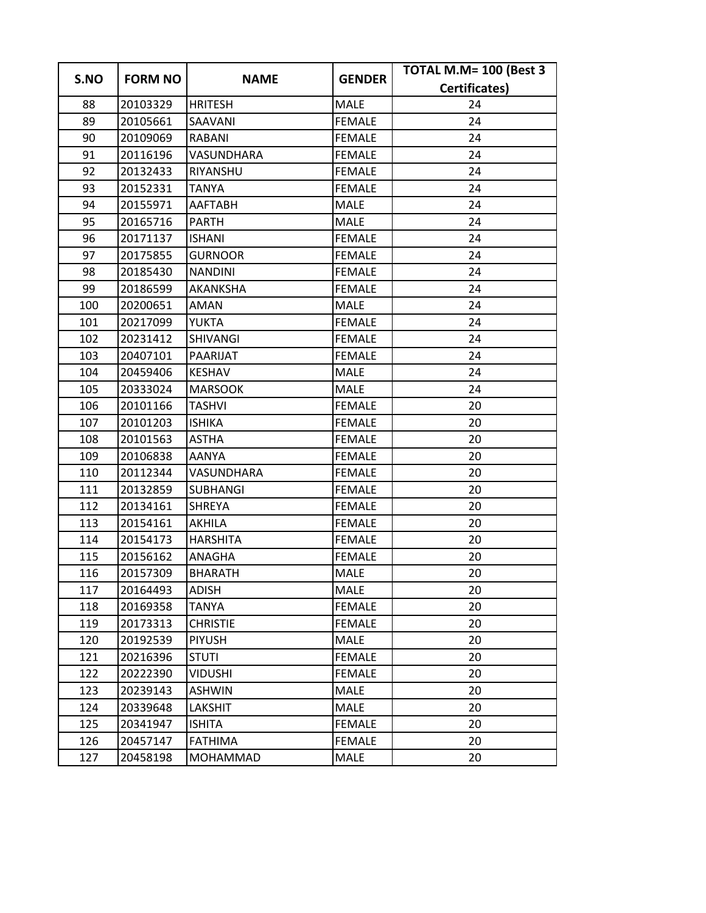| S.NO | FORM NO | NAME | GENDER | TOTAL M.M= 100 (Best 3 Certificates) |
|---|---|---|---|---|
| 88 | 20103329 | HRITESH | MALE | 24 |
| 89 | 20105661 | SAAVANI | FEMALE | 24 |
| 90 | 20109069 | RABANI | FEMALE | 24 |
| 91 | 20116196 | VASUNDHARA | FEMALE | 24 |
| 92 | 20132433 | RIYANSHU | FEMALE | 24 |
| 93 | 20152331 | TANYA | FEMALE | 24 |
| 94 | 20155971 | AAFTABH | MALE | 24 |
| 95 | 20165716 | PARTH | MALE | 24 |
| 96 | 20171137 | ISHANI | FEMALE | 24 |
| 97 | 20175855 | GURNOOR | FEMALE | 24 |
| 98 | 20185430 | NANDINI | FEMALE | 24 |
| 99 | 20186599 | AKANKSHA | FEMALE | 24 |
| 100 | 20200651 | AMAN | MALE | 24 |
| 101 | 20217099 | YUKTA | FEMALE | 24 |
| 102 | 20231412 | SHIVANGI | FEMALE | 24 |
| 103 | 20407101 | PAARIJAT | FEMALE | 24 |
| 104 | 20459406 | KESHAV | MALE | 24 |
| 105 | 20333024 | MARSOOK | MALE | 24 |
| 106 | 20101166 | TASHVI | FEMALE | 20 |
| 107 | 20101203 | ISHIKA | FEMALE | 20 |
| 108 | 20101563 | ASTHA | FEMALE | 20 |
| 109 | 20106838 | AANYA | FEMALE | 20 |
| 110 | 20112344 | VASUNDHARA | FEMALE | 20 |
| 111 | 20132859 | SUBHANGI | FEMALE | 20 |
| 112 | 20134161 | SHREYA | FEMALE | 20 |
| 113 | 20154161 | AKHILA | FEMALE | 20 |
| 114 | 20154173 | HARSHITA | FEMALE | 20 |
| 115 | 20156162 | ANAGHA | FEMALE | 20 |
| 116 | 20157309 | BHARATH | MALE | 20 |
| 117 | 20164493 | ADISH | MALE | 20 |
| 118 | 20169358 | TANYA | FEMALE | 20 |
| 119 | 20173313 | CHRISTIE | FEMALE | 20 |
| 120 | 20192539 | PIYUSH | MALE | 20 |
| 121 | 20216396 | STUTI | FEMALE | 20 |
| 122 | 20222390 | VIDUSHI | FEMALE | 20 |
| 123 | 20239143 | ASHWIN | MALE | 20 |
| 124 | 20339648 | LAKSHIT | MALE | 20 |
| 125 | 20341947 | ISHITA | FEMALE | 20 |
| 126 | 20457147 | FATHIMA | FEMALE | 20 |
| 127 | 20458198 | MOHAMMAD | MALE | 20 |